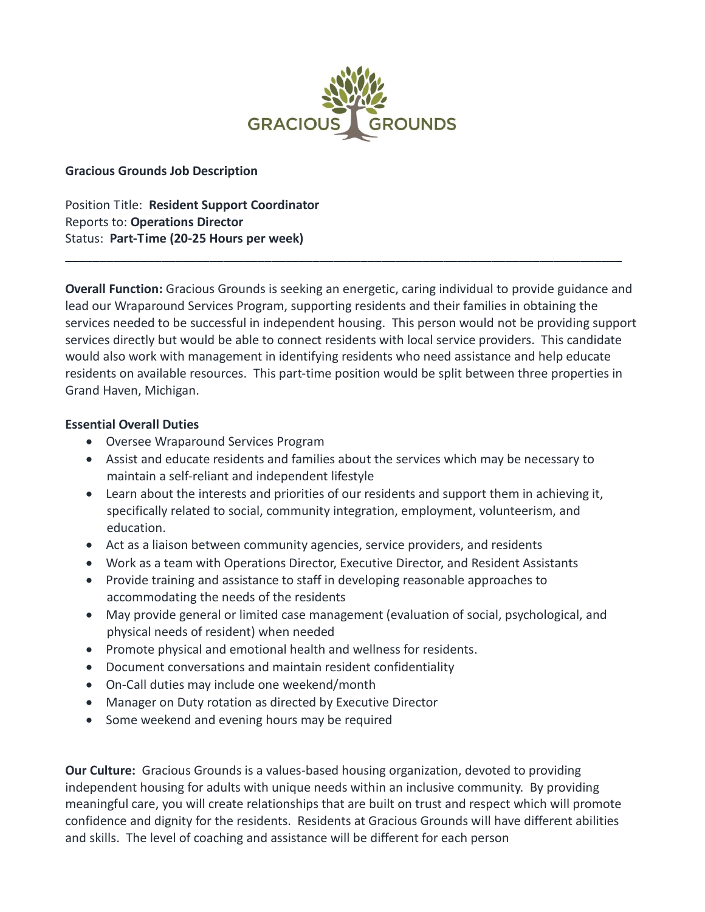GRACIOUS GROUNDS

**Gracious Grounds Job Description**

Position Title: **Resident Support Coordinator**
Reports to: **Operations Director**
Status: **Part-Time (20-25 Hours per week)**

---

**Overall Function:** Gracious Grounds is seeking an energetic, caring individual to provide guidance and lead our Wraparound Services Program, supporting residents and their families in obtaining the services needed to be successful in independent housing. This person would not be providing support services directly but would be able to connect residents with local service providers. This candidate would also work with management in identifying residents who need assistance and help educate residents on available resources. This part-time position would be split between three properties in Grand Haven, Michigan.

**Essential Overall Duties**

- Oversee Wraparound Services Program
- Assist and educate residents and families about the services which may be necessary to maintain a self-reliant and independent lifestyle
- Learn about the interests and priorities of our residents and support them in achieving it, specifically related to social, community integration, employment, volunteerism, and education.
- Act as a liaison between community agencies, service providers, and residents
- Work as a team with Operations Director, Executive Director, and Resident Assistants
- Provide training and assistance to staff in developing reasonable approaches to accommodating the needs of the residents
- May provide general or limited case management (evaluation of social, psychological, and physical needs of resident) when needed
- Promote physical and emotional health and wellness for residents.
- Document conversations and maintain resident confidentiality
- On-Call duties may include one weekend/month
- Manager on Duty rotation as directed by Executive Director
- Some weekend and evening hours may be required

**Our Culture:** Gracious Grounds is a values-based housing organization, devoted to providing independent housing for adults with unique needs within an inclusive community. By providing meaningful care, you will create relationships that are built on trust and respect which will promote confidence and dignity for the residents. Residents at Gracious Grounds will have different abilities and skills. The level of coaching and assistance will be different for each person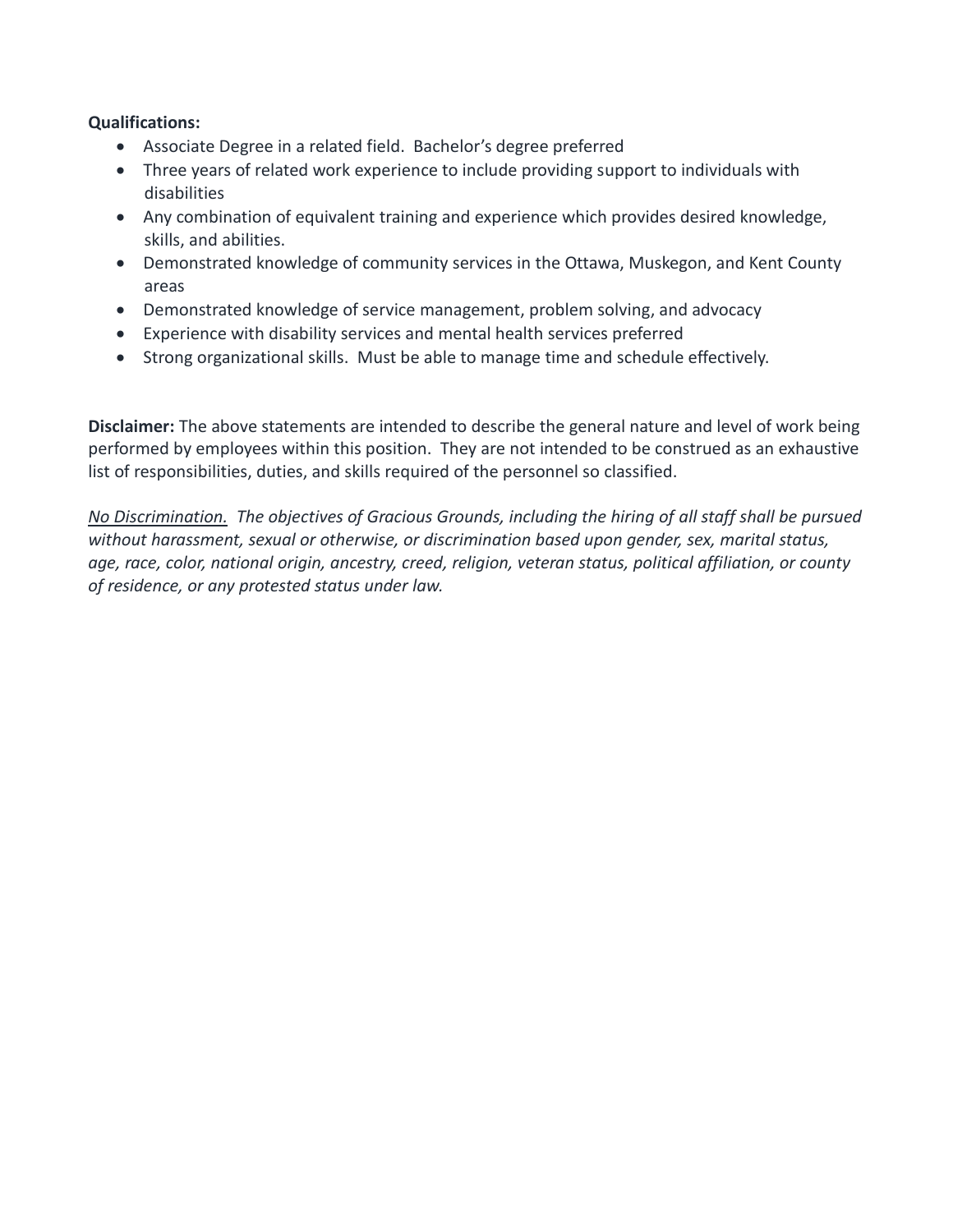**Qualifications:**

- Associate Degree in a related field. Bachelor's degree preferred
- Three years of related work experience to include providing support to individuals with disabilities
- Any combination of equivalent training and experience which provides desired knowledge, skills, and abilities.
- Demonstrated knowledge of community services in the Ottawa, Muskegon, and Kent County areas
- Demonstrated knowledge of service management, problem solving, and advocacy
- Experience with disability services and mental health services preferred
- Strong organizational skills. Must be able to manage time and schedule effectively.

**Disclaimer:** The above statements are intended to describe the general nature and level of work being performed by employees within this position. They are not intended to be construed as an exhaustive list of responsibilities, duties, and skills required of the personnel so classified.

*<u>No Discrimination.</u> The objectives of Gracious Grounds, including the hiring of all staff shall be pursued without harassment, sexual or otherwise, or discrimination based upon gender, sex, marital status, age, race, color, national origin, ancestry, creed, religion, veteran status, political affiliation, or county of residence, or any protested status under law.*